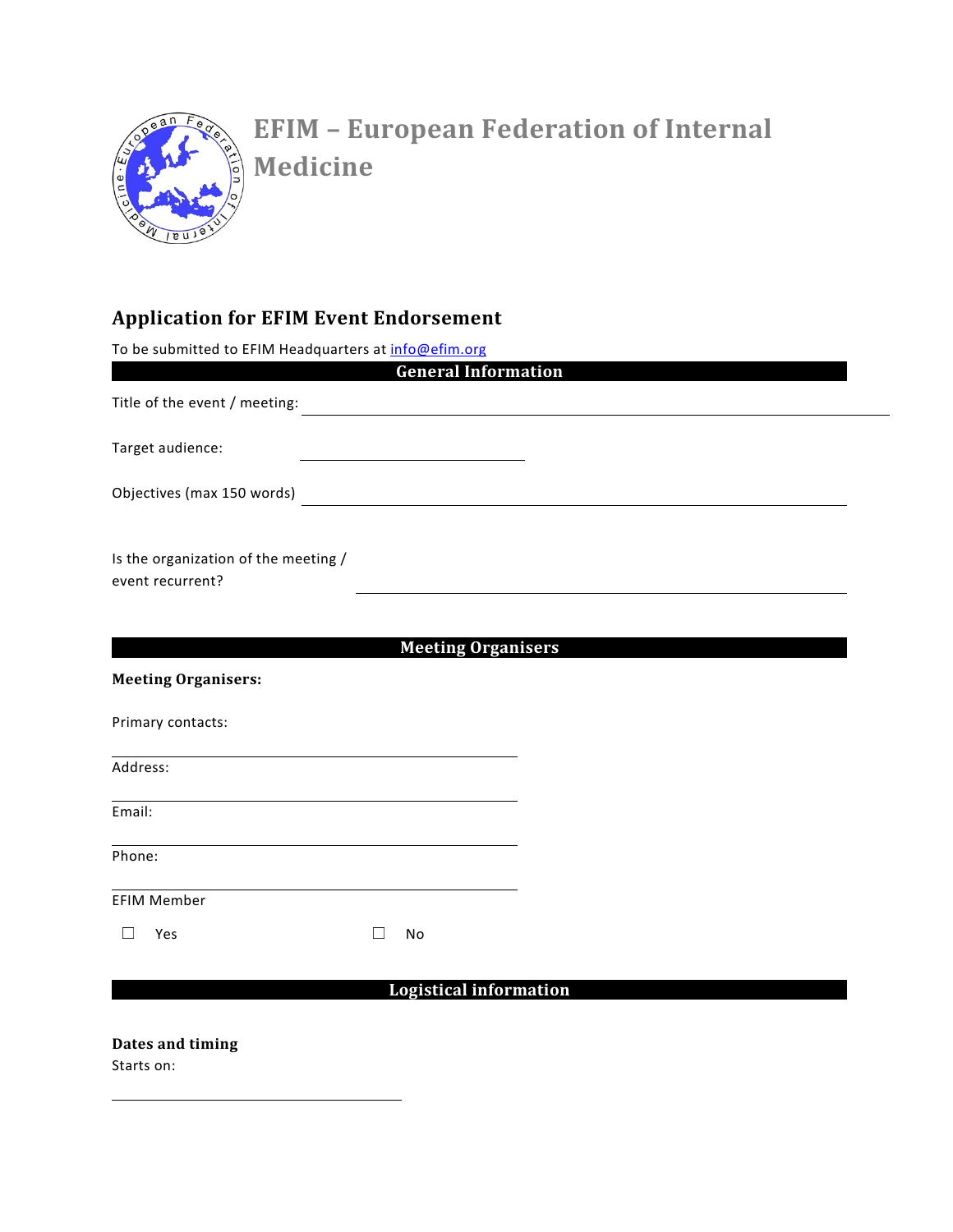# EFIM – European Federation of Internal Medicine

## Application for EFIM Event Endorsement

To be submitted to EFIM Headquarters at info@efim.org

### General Information

Title of the event / meeting: ______________________________

Target audience: ______________________________

Objectives (max 150 words) ______________________________

Is the organization of the meeting / event recurrent? ______________________________

### Meeting Organisers

**Meeting Organisers:**

Primary contacts:

______________________________

Address:

______________________________

Email:

______________________________

Phone:

______________________________

EFIM Member

☐ Yes ☐ No

### Logistical information

**Dates and timing**

Starts on:

______________________________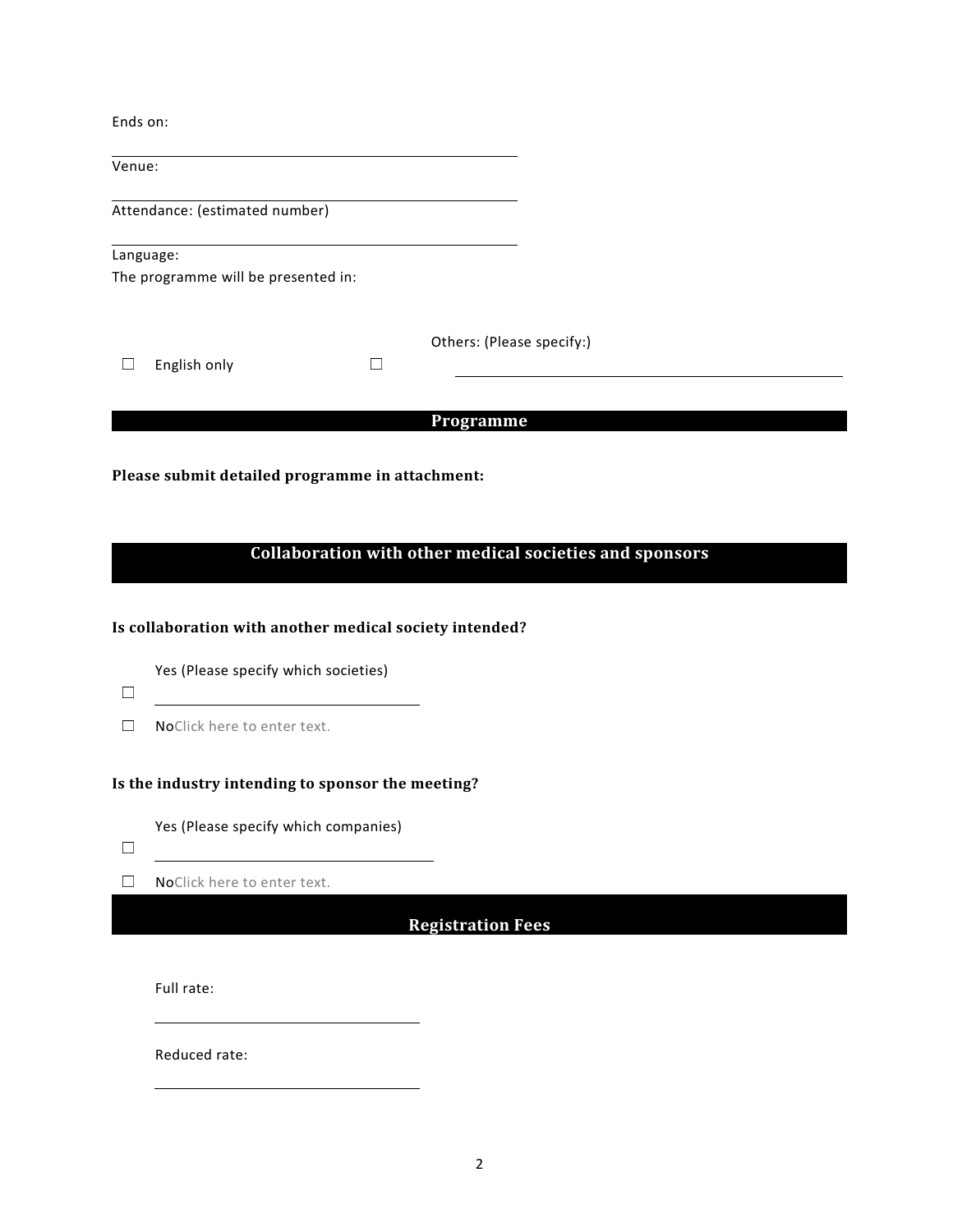Ends on:

\_\_\_\_\_\_\_\_\_\_\_\_\_\_\_\_\_\_\_\_\_\_\_\_\_\_\_\_\_\_\_\_\_\_\_\_

Venue:

\_\_\_\_\_\_\_\_\_\_\_\_\_\_\_\_\_\_\_\_\_\_\_\_\_\_\_\_\_\_\_\_\_\_\_\_

Attendance: (estimated number)

\_\_\_\_\_\_\_\_\_\_\_\_\_\_\_\_\_\_\_\_\_\_\_\_\_\_\_\_\_\_\_\_\_\_\_\_

Language:

The programme will be presented in:

☐ English only ☐ Others: (Please specify:) \_\_\_\_\_\_\_\_\_\_\_\_\_\_\_\_\_\_\_\_\_\_\_\_\_\_\_\_\_\_\_\_\_\_\_\_

## Programme

**Please submit detailed programme in attachment:**

## Collaboration with other medical societies and sponsors

**Is collaboration with another medical society intended?**

☐ Yes (Please specify which societies) \_\_\_\_\_\_\_\_\_\_\_\_\_\_\_\_\_\_\_\_\_\_\_\_

☐ NoClick here to enter text.

**Is the industry intending to sponsor the meeting?**

☐ Yes (Please specify which companies) \_\_\_\_\_\_\_\_\_\_\_\_\_\_\_\_\_\_\_\_\_\_\_\_

☐ NoClick here to enter text.

## Registration Fees

Full rate:

\_\_\_\_\_\_\_\_\_\_\_\_\_\_\_\_\_\_\_\_\_\_\_\_

Reduced rate:

\_\_\_\_\_\_\_\_\_\_\_\_\_\_\_\_\_\_\_\_\_\_\_\_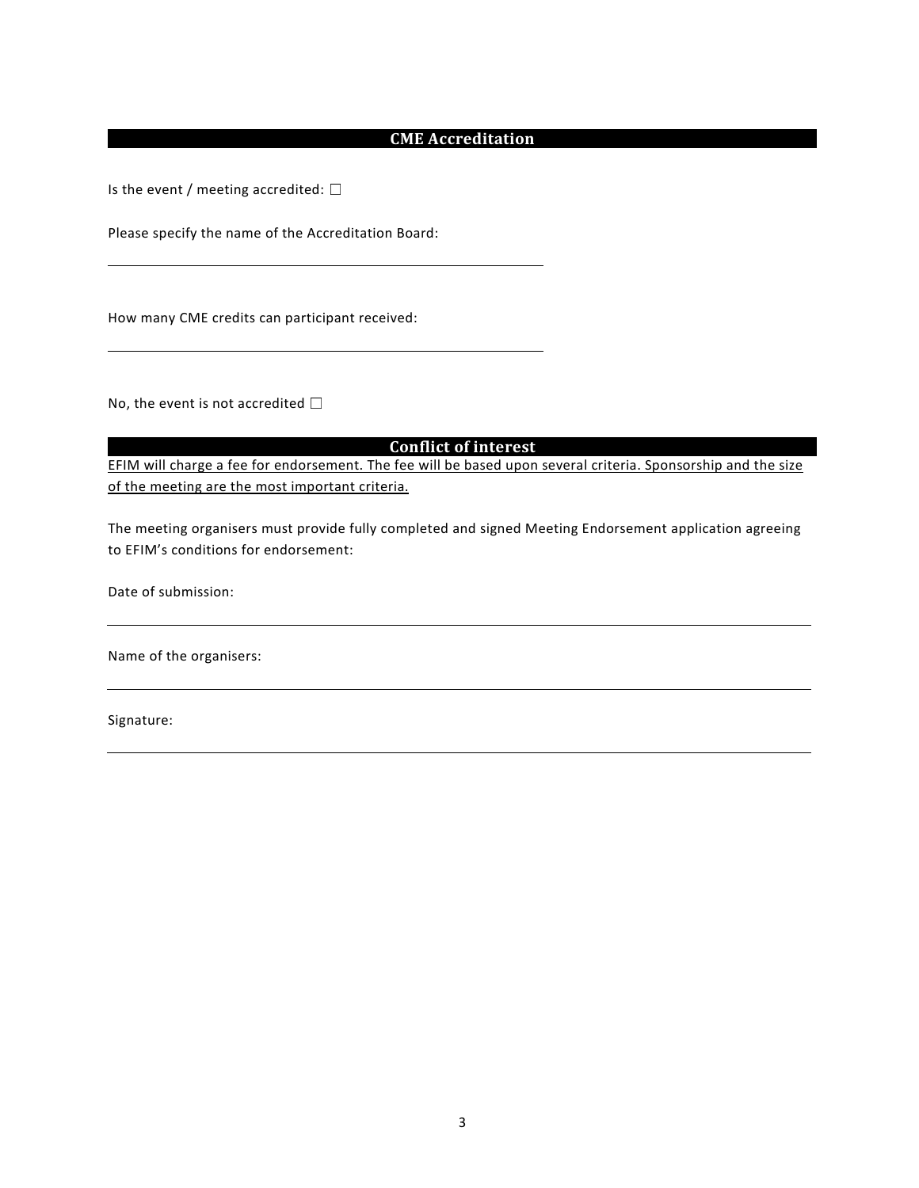## CME Accreditation

Is the event / meeting accredited: ☐

Please specify the name of the Accreditation Board:

\_\_\_\_\_\_\_\_\_\_\_\_\_\_\_\_\_\_\_\_\_\_\_\_\_\_\_\_\_\_\_\_\_\_\_\_\_\_\_\_

How many CME credits can participant received:

\_\_\_\_\_\_\_\_\_\_\_\_\_\_\_\_\_\_\_\_\_\_\_\_\_\_\_\_\_\_\_\_\_\_\_\_\_\_\_\_

No, the event is not accredited ☐

## Conflict of interest

<u>EFIM will charge a fee for endorsement. The fee will be based upon several criteria. Sponsorship and the size of the meeting are the most important criteria.</u>

The meeting organisers must provide fully completed and signed Meeting Endorsement application agreeing to EFIM's conditions for endorsement:

Date of submission:

\_\_\_\_\_\_\_\_\_\_\_\_\_\_\_\_\_\_\_\_\_\_\_\_\_\_\_\_\_\_\_\_\_\_\_\_\_\_\_\_\_\_\_\_\_\_\_\_\_\_\_\_\_\_\_\_\_\_\_\_\_\_

Name of the organisers:

\_\_\_\_\_\_\_\_\_\_\_\_\_\_\_\_\_\_\_\_\_\_\_\_\_\_\_\_\_\_\_\_\_\_\_\_\_\_\_\_\_\_\_\_\_\_\_\_\_\_\_\_\_\_\_\_\_\_\_\_\_\_

Signature:

\_\_\_\_\_\_\_\_\_\_\_\_\_\_\_\_\_\_\_\_\_\_\_\_\_\_\_\_\_\_\_\_\_\_\_\_\_\_\_\_\_\_\_\_\_\_\_\_\_\_\_\_\_\_\_\_\_\_\_\_\_\_